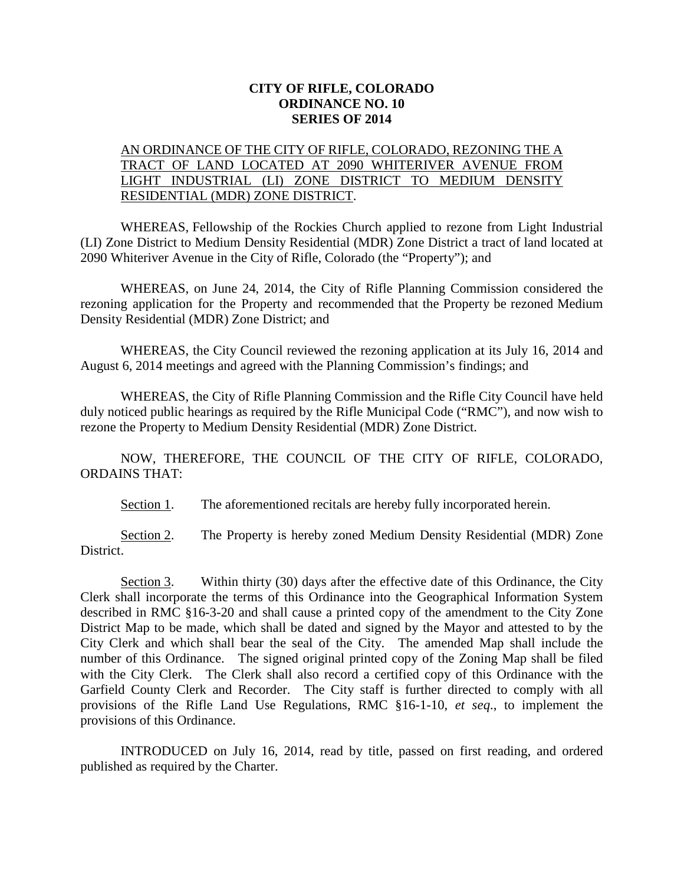**CITY OF RIFLE, COLORADO**
**ORDINANCE NO. 10**
**SERIES OF 2014**

AN ORDINANCE OF THE CITY OF RIFLE, COLORADO, REZONING THE A TRACT OF LAND LOCATED AT 2090 WHITERIVER AVENUE FROM LIGHT INDUSTRIAL (LI) ZONE DISTRICT TO MEDIUM DENSITY RESIDENTIAL (MDR) ZONE DISTRICT.

WHEREAS, Fellowship of the Rockies Church applied to rezone from Light Industrial (LI) Zone District to Medium Density Residential (MDR) Zone District a tract of land located at 2090 Whiteriver Avenue in the City of Rifle, Colorado (the "Property"); and

WHEREAS, on June 24, 2014, the City of Rifle Planning Commission considered the rezoning application for the Property and recommended that the Property be rezoned Medium Density Residential (MDR) Zone District; and

WHEREAS, the City Council reviewed the rezoning application at its July 16, 2014 and August 6, 2014 meetings and agreed with the Planning Commission's findings; and

WHEREAS, the City of Rifle Planning Commission and the Rifle City Council have held duly noticed public hearings as required by the Rifle Municipal Code ("RMC"), and now wish to rezone the Property to Medium Density Residential (MDR) Zone District.

NOW, THEREFORE, THE COUNCIL OF THE CITY OF RIFLE, COLORADO, ORDAINS THAT:

Section 1. The aforementioned recitals are hereby fully incorporated herein.

Section 2. The Property is hereby zoned Medium Density Residential (MDR) Zone District.

Section 3. Within thirty (30) days after the effective date of this Ordinance, the City Clerk shall incorporate the terms of this Ordinance into the Geographical Information System described in RMC §16-3-20 and shall cause a printed copy of the amendment to the City Zone District Map to be made, which shall be dated and signed by the Mayor and attested to by the City Clerk and which shall bear the seal of the City. The amended Map shall include the number of this Ordinance. The signed original printed copy of the Zoning Map shall be filed with the City Clerk. The Clerk shall also record a certified copy of this Ordinance with the Garfield County Clerk and Recorder. The City staff is further directed to comply with all provisions of the Rifle Land Use Regulations, RMC §16-1-10, *et seq*., to implement the provisions of this Ordinance.

INTRODUCED on July 16, 2014, read by title, passed on first reading, and ordered published as required by the Charter.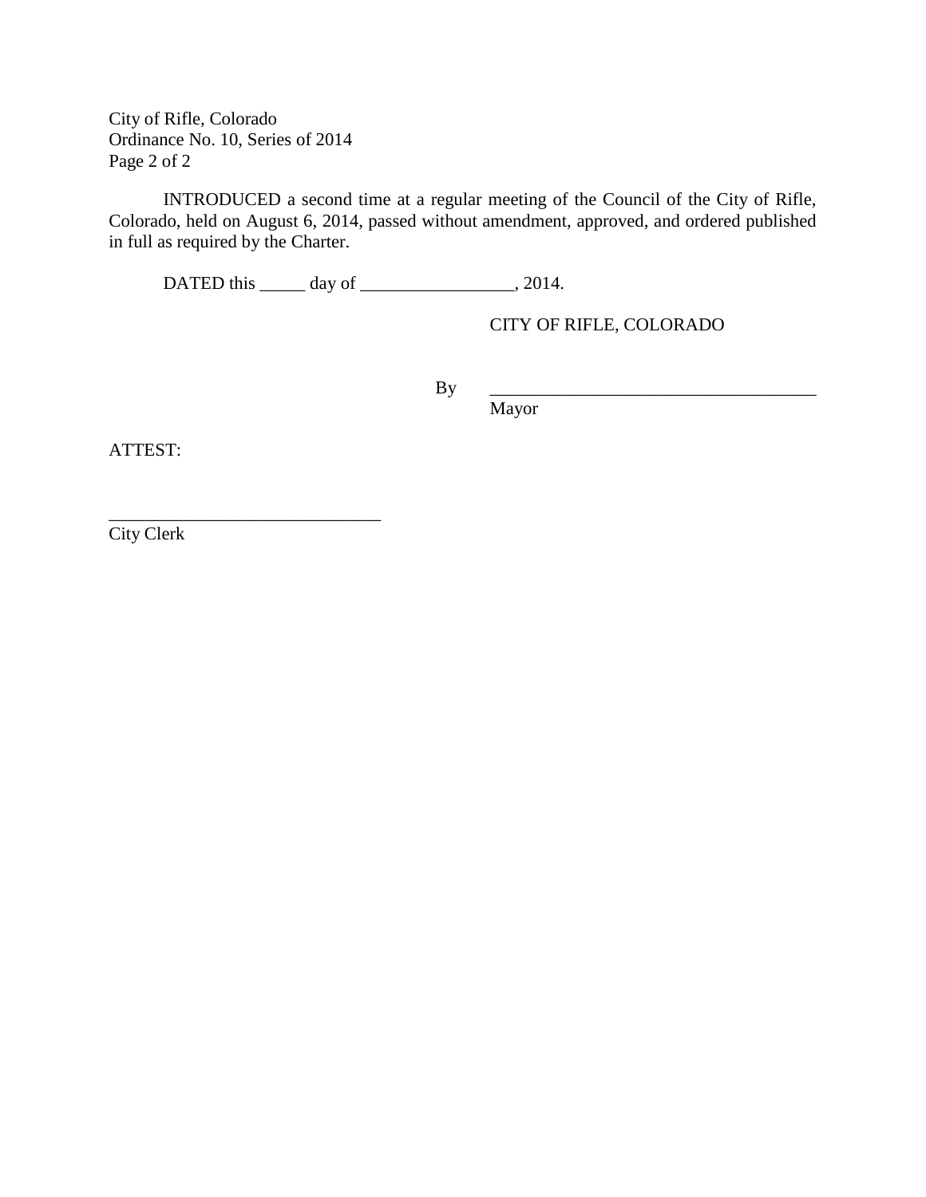INTRODUCED a second time at a regular meeting of the Council of the City of Rifle, Colorado, held on August 6, 2014, passed without amendment, approved, and ordered published in full as required by the Charter.

DATED this _____ day of _________________, 2014.

CITY OF RIFLE, COLORADO

By _____________________________________
Mayor

ATTEST:

_______________________________
City Clerk